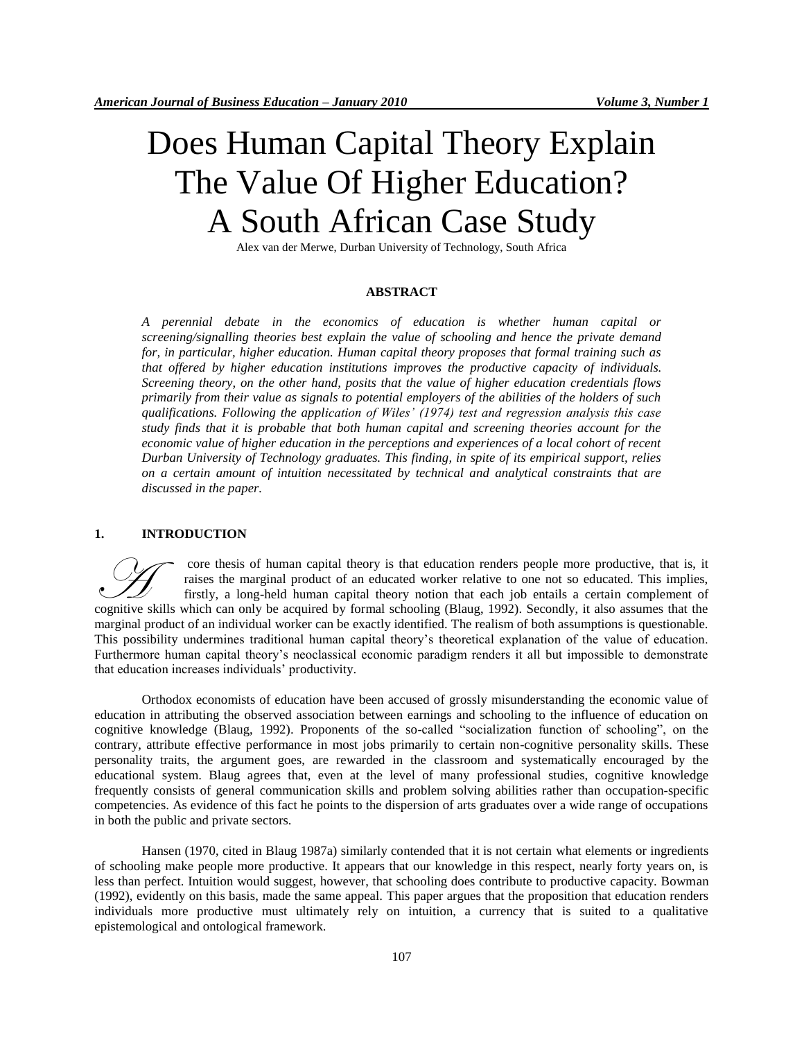# Does Human Capital Theory Explain The Value Of Higher Education? A South African Case Study

Alex van der Merwe, Durban University of Technology, South Africa

## ABSTRACT

*A perennial debate in the economics of education is whether human capital or screening/signalling theories best explain the value of schooling and hence the private demand for, in particular, higher education. Human capital theory proposes that formal training such as that offered by higher education institutions improves the productive capacity of individuals. Screening theory, on the other hand, posits that the value of higher education credentials flows primarily from their value as signals to potential employers of the abilities of the holders of such qualifications. Following the application of Wiles' (1974) test and regression analysis this case study finds that it is probable that both human capital and screening theories account for the economic value of higher education in the perceptions and experiences of a local cohort of recent Durban University of Technology graduates. This finding, in spite of its empirical support, relies on a certain amount of intuition necessitated by technical and analytical constraints that are discussed in the paper.*

## 1. INTRODUCTION

A core thesis of human capital theory is that education renders people more productive, that is, it raises the marginal product of an educated worker relative to one not so educated. This implies, firstly, a long-held human capital theory notion that each job entails a certain complement of cognitive skills which can only be acquired by formal schooling (Blaug, 1992). Secondly, it also assumes that the marginal product of an individual worker can be exactly identified. The realism of both assumptions is questionable. This possibility undermines traditional human capital theory's theoretical explanation of the value of education. Furthermore human capital theory's neoclassical economic paradigm renders it all but impossible to demonstrate that education increases individuals' productivity.

Orthodox economists of education have been accused of grossly misunderstanding the economic value of education in attributing the observed association between earnings and schooling to the influence of education on cognitive knowledge (Blaug, 1992). Proponents of the so-called "socialization function of schooling", on the contrary, attribute effective performance in most jobs primarily to certain non-cognitive personality skills. These personality traits, the argument goes, are rewarded in the classroom and systematically encouraged by the educational system. Blaug agrees that, even at the level of many professional studies, cognitive knowledge frequently consists of general communication skills and problem solving abilities rather than occupation-specific competencies. As evidence of this fact he points to the dispersion of arts graduates over a wide range of occupations in both the public and private sectors.

Hansen (1970, cited in Blaug 1987a) similarly contended that it is not certain what elements or ingredients of schooling make people more productive. It appears that our knowledge in this respect, nearly forty years on, is less than perfect. Intuition would suggest, however, that schooling does contribute to productive capacity. Bowman (1992), evidently on this basis, made the same appeal. This paper argues that the proposition that education renders individuals more productive must ultimately rely on intuition, a currency that is suited to a qualitative epistemological and ontological framework.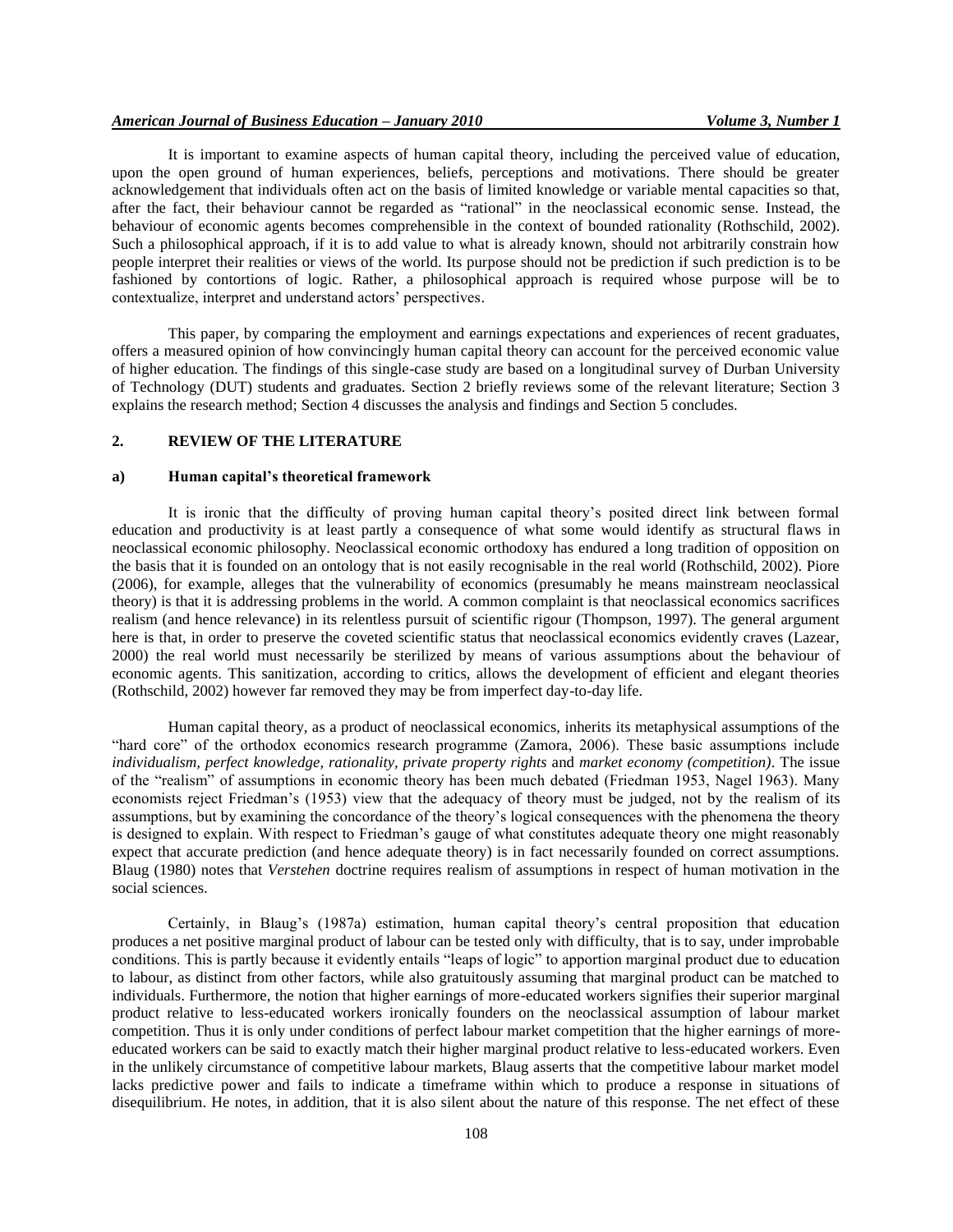It is important to examine aspects of human capital theory, including the perceived value of education, upon the open ground of human experiences, beliefs, perceptions and motivations. There should be greater acknowledgement that individuals often act on the basis of limited knowledge or variable mental capacities so that, after the fact, their behaviour cannot be regarded as "rational" in the neoclassical economic sense. Instead, the behaviour of economic agents becomes comprehensible in the context of bounded rationality (Rothschild, 2002). Such a philosophical approach, if it is to add value to what is already known, should not arbitrarily constrain how people interpret their realities or views of the world. Its purpose should not be prediction if such prediction is to be fashioned by contortions of logic. Rather, a philosophical approach is required whose purpose will be to contextualize, interpret and understand actors' perspectives.

This paper, by comparing the employment and earnings expectations and experiences of recent graduates, offers a measured opinion of how convincingly human capital theory can account for the perceived economic value of higher education. The findings of this single-case study are based on a longitudinal survey of Durban University of Technology (DUT) students and graduates. Section 2 briefly reviews some of the relevant literature; Section 3 explains the research method; Section 4 discusses the analysis and findings and Section 5 concludes.

## 2. REVIEW OF THE LITERATURE

### a) Human capital's theoretical framework

It is ironic that the difficulty of proving human capital theory's posited direct link between formal education and productivity is at least partly a consequence of what some would identify as structural flaws in neoclassical economic philosophy. Neoclassical economic orthodoxy has endured a long tradition of opposition on the basis that it is founded on an ontology that is not easily recognisable in the real world (Rothschild, 2002). Piore (2006), for example, alleges that the vulnerability of economics (presumably he means mainstream neoclassical theory) is that it is addressing problems in the world. A common complaint is that neoclassical economics sacrifices realism (and hence relevance) in its relentless pursuit of scientific rigour (Thompson, 1997). The general argument here is that, in order to preserve the coveted scientific status that neoclassical economics evidently craves (Lazear, 2000) the real world must necessarily be sterilized by means of various assumptions about the behaviour of economic agents. This sanitization, according to critics, allows the development of efficient and elegant theories (Rothschild, 2002) however far removed they may be from imperfect day-to-day life.

Human capital theory, as a product of neoclassical economics, inherits its metaphysical assumptions of the "hard core" of the orthodox economics research programme (Zamora, 2006). These basic assumptions include *individualism, perfect knowledge, rationality, private property rights* and *market economy (competition)*. The issue of the "realism" of assumptions in economic theory has been much debated (Friedman 1953, Nagel 1963). Many economists reject Friedman's (1953) view that the adequacy of theory must be judged, not by the realism of its assumptions, but by examining the concordance of the theory's logical consequences with the phenomena the theory is designed to explain. With respect to Friedman's gauge of what constitutes adequate theory one might reasonably expect that accurate prediction (and hence adequate theory) is in fact necessarily founded on correct assumptions. Blaug (1980) notes that *Verstehen* doctrine requires realism of assumptions in respect of human motivation in the social sciences.

Certainly, in Blaug's (1987a) estimation, human capital theory's central proposition that education produces a net positive marginal product of labour can be tested only with difficulty, that is to say, under improbable conditions. This is partly because it evidently entails "leaps of logic" to apportion marginal product due to education to labour, as distinct from other factors, while also gratuitously assuming that marginal product can be matched to individuals. Furthermore, the notion that higher earnings of more-educated workers signifies their superior marginal product relative to less-educated workers ironically founders on the neoclassical assumption of labour market competition. Thus it is only under conditions of perfect labour market competition that the higher earnings of more-educated workers can be said to exactly match their higher marginal product relative to less-educated workers. Even in the unlikely circumstance of competitive labour markets, Blaug asserts that the competitive labour market model lacks predictive power and fails to indicate a timeframe within which to produce a response in situations of disequilibrium. He notes, in addition, that it is also silent about the nature of this response. The net effect of these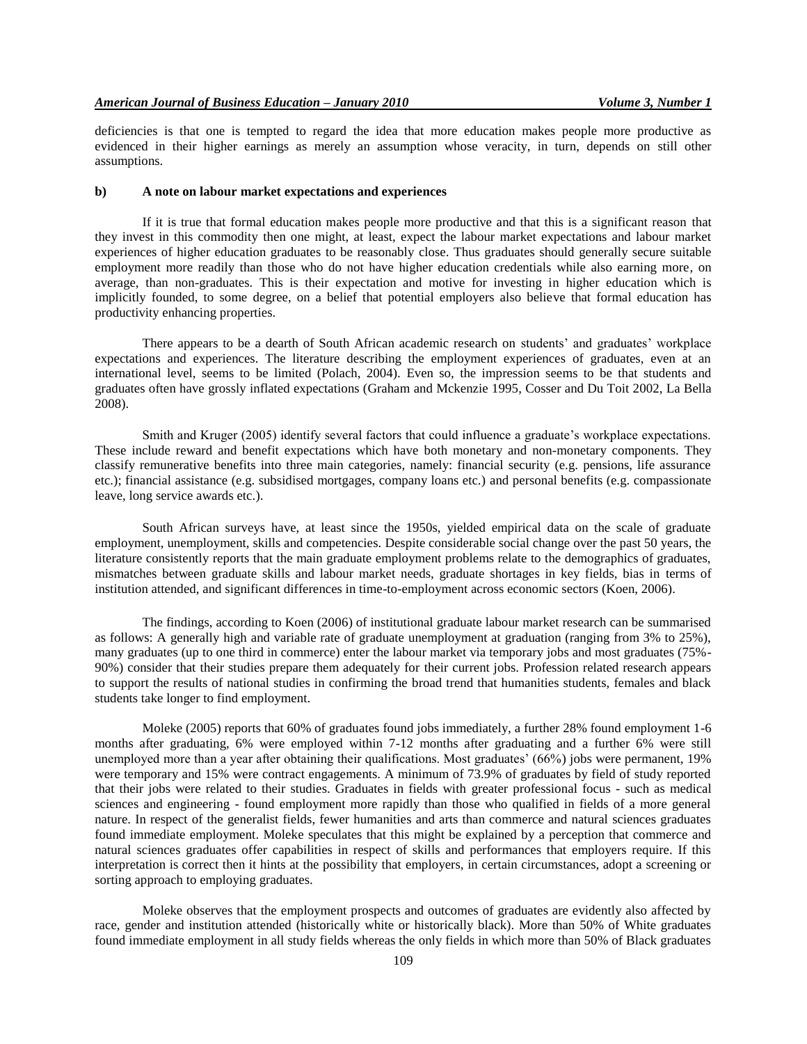deficiencies is that one is tempted to regard the idea that more education makes people more productive as evidenced in their higher earnings as merely an assumption whose veracity, in turn, depends on still other assumptions.

### b) A note on labour market expectations and experiences

If it is true that formal education makes people more productive and that this is a significant reason that they invest in this commodity then one might, at least, expect the labour market expectations and labour market experiences of higher education graduates to be reasonably close. Thus graduates should generally secure suitable employment more readily than those who do not have higher education credentials while also earning more, on average, than non-graduates. This is their expectation and motive for investing in higher education which is implicitly founded, to some degree, on a belief that potential employers also believe that formal education has productivity enhancing properties.

There appears to be a dearth of South African academic research on students' and graduates' workplace expectations and experiences. The literature describing the employment experiences of graduates, even at an international level, seems to be limited (Polach, 2004). Even so, the impression seems to be that students and graduates often have grossly inflated expectations (Graham and Mckenzie 1995, Cosser and Du Toit 2002, La Bella 2008).

Smith and Kruger (2005) identify several factors that could influence a graduate's workplace expectations. These include reward and benefit expectations which have both monetary and non-monetary components. They classify remunerative benefits into three main categories, namely: financial security (e.g. pensions, life assurance etc.); financial assistance (e.g. subsidised mortgages, company loans etc.) and personal benefits (e.g. compassionate leave, long service awards etc.).

South African surveys have, at least since the 1950s, yielded empirical data on the scale of graduate employment, unemployment, skills and competencies. Despite considerable social change over the past 50 years, the literature consistently reports that the main graduate employment problems relate to the demographics of graduates, mismatches between graduate skills and labour market needs, graduate shortages in key fields, bias in terms of institution attended, and significant differences in time-to-employment across economic sectors (Koen, 2006).

The findings, according to Koen (2006) of institutional graduate labour market research can be summarised as follows: A generally high and variable rate of graduate unemployment at graduation (ranging from 3% to 25%), many graduates (up to one third in commerce) enter the labour market via temporary jobs and most graduates (75%-90%) consider that their studies prepare them adequately for their current jobs. Profession related research appears to support the results of national studies in confirming the broad trend that humanities students, females and black students take longer to find employment.

Moleke (2005) reports that 60% of graduates found jobs immediately, a further 28% found employment 1-6 months after graduating, 6% were employed within 7-12 months after graduating and a further 6% were still unemployed more than a year after obtaining their qualifications. Most graduates' (66%) jobs were permanent, 19% were temporary and 15% were contract engagements. A minimum of 73.9% of graduates by field of study reported that their jobs were related to their studies. Graduates in fields with greater professional focus - such as medical sciences and engineering - found employment more rapidly than those who qualified in fields of a more general nature. In respect of the generalist fields, fewer humanities and arts than commerce and natural sciences graduates found immediate employment. Moleke speculates that this might be explained by a perception that commerce and natural sciences graduates offer capabilities in respect of skills and performances that employers require. If this interpretation is correct then it hints at the possibility that employers, in certain circumstances, adopt a screening or sorting approach to employing graduates.

Moleke observes that the employment prospects and outcomes of graduates are evidently also affected by race, gender and institution attended (historically white or historically black). More than 50% of White graduates found immediate employment in all study fields whereas the only fields in which more than 50% of Black graduates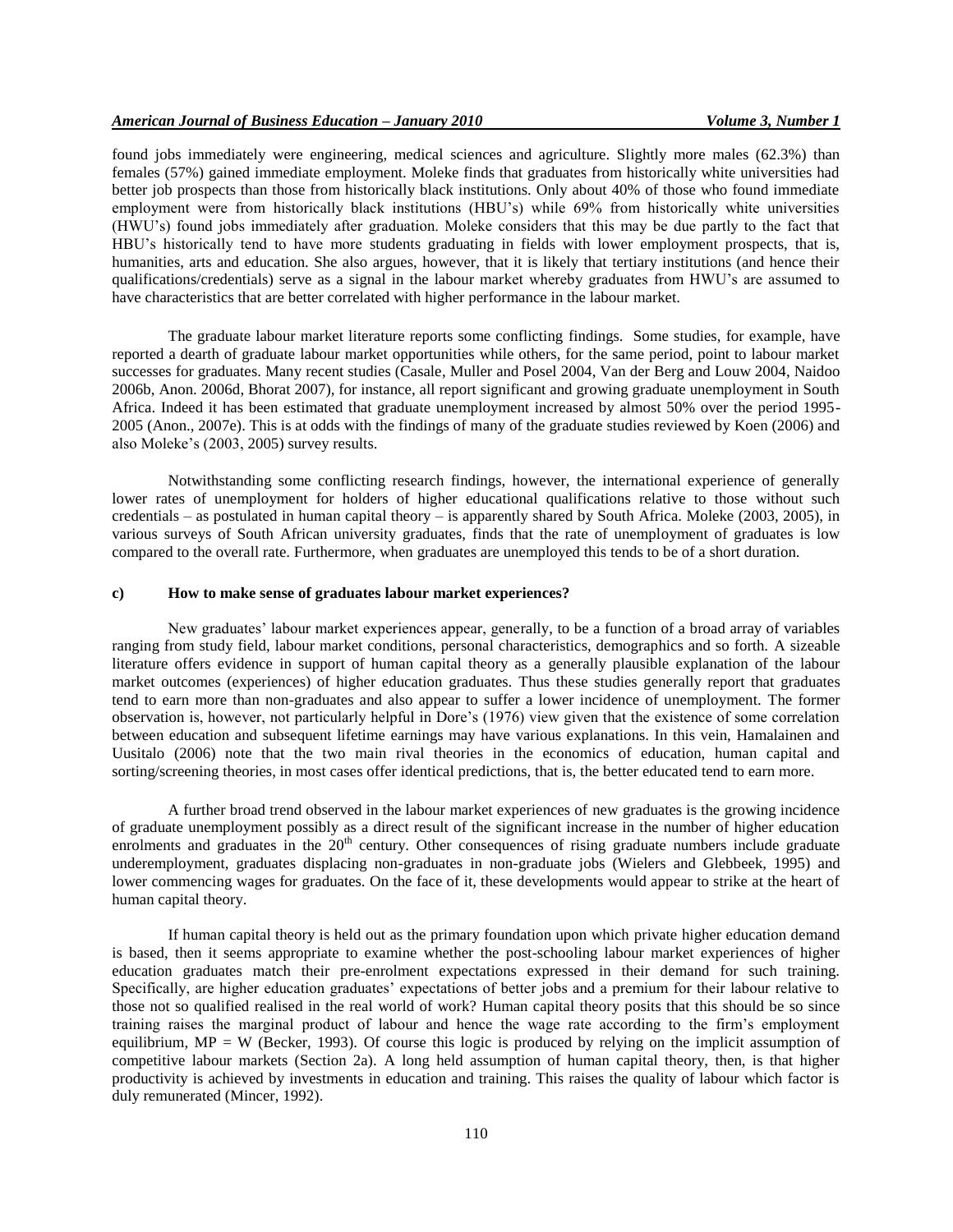found jobs immediately were engineering, medical sciences and agriculture. Slightly more males (62.3%) than females (57%) gained immediate employment. Moleke finds that graduates from historically white universities had better job prospects than those from historically black institutions. Only about 40% of those who found immediate employment were from historically black institutions (HBU's) while 69% from historically white universities (HWU's) found jobs immediately after graduation. Moleke considers that this may be due partly to the fact that HBU's historically tend to have more students graduating in fields with lower employment prospects, that is, humanities, arts and education. She also argues, however, that it is likely that tertiary institutions (and hence their qualifications/credentials) serve as a signal in the labour market whereby graduates from HWU's are assumed to have characteristics that are better correlated with higher performance in the labour market.

The graduate labour market literature reports some conflicting findings. Some studies, for example, have reported a dearth of graduate labour market opportunities while others, for the same period, point to labour market successes for graduates. Many recent studies (Casale, Muller and Posel 2004, Van der Berg and Louw 2004, Naidoo 2006b, Anon. 2006d, Bhorat 2007), for instance, all report significant and growing graduate unemployment in South Africa. Indeed it has been estimated that graduate unemployment increased by almost 50% over the period 1995-2005 (Anon., 2007e). This is at odds with the findings of many of the graduate studies reviewed by Koen (2006) and also Moleke's (2003, 2005) survey results.

Notwithstanding some conflicting research findings, however, the international experience of generally lower rates of unemployment for holders of higher educational qualifications relative to those without such credentials – as postulated in human capital theory – is apparently shared by South Africa. Moleke (2003, 2005), in various surveys of South African university graduates, finds that the rate of unemployment of graduates is low compared to the overall rate. Furthermore, when graduates are unemployed this tends to be of a short duration.

### c) How to make sense of graduates labour market experiences?

New graduates' labour market experiences appear, generally, to be a function of a broad array of variables ranging from study field, labour market conditions, personal characteristics, demographics and so forth. A sizeable literature offers evidence in support of human capital theory as a generally plausible explanation of the labour market outcomes (experiences) of higher education graduates. Thus these studies generally report that graduates tend to earn more than non-graduates and also appear to suffer a lower incidence of unemployment. The former observation is, however, not particularly helpful in Dore's (1976) view given that the existence of some correlation between education and subsequent lifetime earnings may have various explanations. In this vein, Hamalainen and Uusitalo (2006) note that the two main rival theories in the economics of education, human capital and sorting/screening theories, in most cases offer identical predictions, that is, the better educated tend to earn more.

A further broad trend observed in the labour market experiences of new graduates is the growing incidence of graduate unemployment possibly as a direct result of the significant increase in the number of higher education enrolments and graduates in the 20th century. Other consequences of rising graduate numbers include graduate underemployment, graduates displacing non-graduates in non-graduate jobs (Wielers and Glebbeek, 1995) and lower commencing wages for graduates. On the face of it, these developments would appear to strike at the heart of human capital theory.

If human capital theory is held out as the primary foundation upon which private higher education demand is based, then it seems appropriate to examine whether the post-schooling labour market experiences of higher education graduates match their pre-enrolment expectations expressed in their demand for such training. Specifically, are higher education graduates' expectations of better jobs and a premium for their labour relative to those not so qualified realised in the real world of work? Human capital theory posits that this should be so since training raises the marginal product of labour and hence the wage rate according to the firm's employment equilibrium, $MP = W$ (Becker, 1993). Of course this logic is produced by relying on the implicit assumption of competitive labour markets (Section 2a). A long held assumption of human capital theory, then, is that higher productivity is achieved by investments in education and training. This raises the quality of labour which factor is duly remunerated (Mincer, 1992).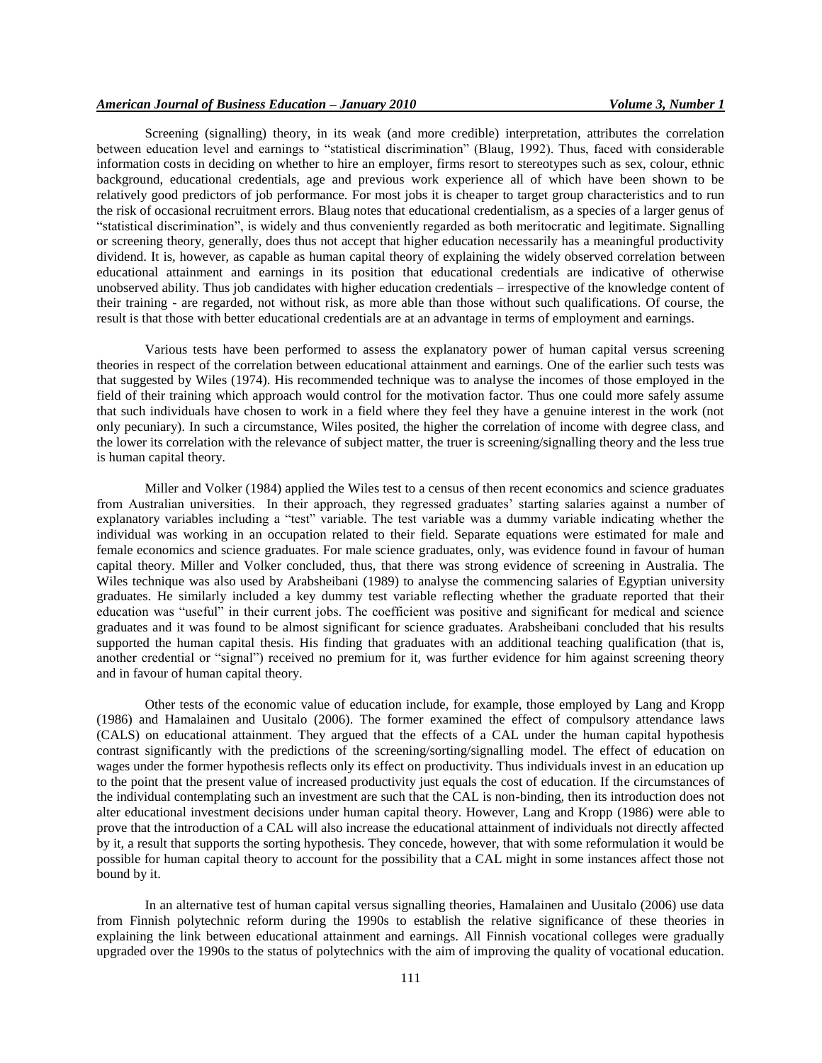Screening (signalling) theory, in its weak (and more credible) interpretation, attributes the correlation between education level and earnings to "statistical discrimination" (Blaug, 1992). Thus, faced with considerable information costs in deciding on whether to hire an employer, firms resort to stereotypes such as sex, colour, ethnic background, educational credentials, age and previous work experience all of which have been shown to be relatively good predictors of job performance. For most jobs it is cheaper to target group characteristics and to run the risk of occasional recruitment errors. Blaug notes that educational credentialism, as a species of a larger genus of "statistical discrimination", is widely and thus conveniently regarded as both meritocratic and legitimate. Signalling or screening theory, generally, does thus not accept that higher education necessarily has a meaningful productivity dividend. It is, however, as capable as human capital theory of explaining the widely observed correlation between educational attainment and earnings in its position that educational credentials are indicative of otherwise unobserved ability. Thus job candidates with higher education credentials – irrespective of the knowledge content of their training - are regarded, not without risk, as more able than those without such qualifications. Of course, the result is that those with better educational credentials are at an advantage in terms of employment and earnings.

Various tests have been performed to assess the explanatory power of human capital versus screening theories in respect of the correlation between educational attainment and earnings. One of the earlier such tests was that suggested by Wiles (1974). His recommended technique was to analyse the incomes of those employed in the field of their training which approach would control for the motivation factor. Thus one could more safely assume that such individuals have chosen to work in a field where they feel they have a genuine interest in the work (not only pecuniary). In such a circumstance, Wiles posited, the higher the correlation of income with degree class, and the lower its correlation with the relevance of subject matter, the truer is screening/signalling theory and the less true is human capital theory.

Miller and Volker (1984) applied the Wiles test to a census of then recent economics and science graduates from Australian universities. In their approach, they regressed graduates' starting salaries against a number of explanatory variables including a "test" variable. The test variable was a dummy variable indicating whether the individual was working in an occupation related to their field. Separate equations were estimated for male and female economics and science graduates. For male science graduates, only, was evidence found in favour of human capital theory. Miller and Volker concluded, thus, that there was strong evidence of screening in Australia. The Wiles technique was also used by Arabsheibani (1989) to analyse the commencing salaries of Egyptian university graduates. He similarly included a key dummy test variable reflecting whether the graduate reported that their education was "useful" in their current jobs. The coefficient was positive and significant for medical and science graduates and it was found to be almost significant for science graduates. Arabsheibani concluded that his results supported the human capital thesis. His finding that graduates with an additional teaching qualification (that is, another credential or "signal") received no premium for it, was further evidence for him against screening theory and in favour of human capital theory.

Other tests of the economic value of education include, for example, those employed by Lang and Kropp (1986) and Hamalainen and Uusitalo (2006). The former examined the effect of compulsory attendance laws (CALS) on educational attainment. They argued that the effects of a CAL under the human capital hypothesis contrast significantly with the predictions of the screening/sorting/signalling model. The effect of education on wages under the former hypothesis reflects only its effect on productivity. Thus individuals invest in an education up to the point that the present value of increased productivity just equals the cost of education. If the circumstances of the individual contemplating such an investment are such that the CAL is non-binding, then its introduction does not alter educational investment decisions under human capital theory. However, Lang and Kropp (1986) were able to prove that the introduction of a CAL will also increase the educational attainment of individuals not directly affected by it, a result that supports the sorting hypothesis. They concede, however, that with some reformulation it would be possible for human capital theory to account for the possibility that a CAL might in some instances affect those not bound by it.

In an alternative test of human capital versus signalling theories, Hamalainen and Uusitalo (2006) use data from Finnish polytechnic reform during the 1990s to establish the relative significance of these theories in explaining the link between educational attainment and earnings. All Finnish vocational colleges were gradually upgraded over the 1990s to the status of polytechnics with the aim of improving the quality of vocational education.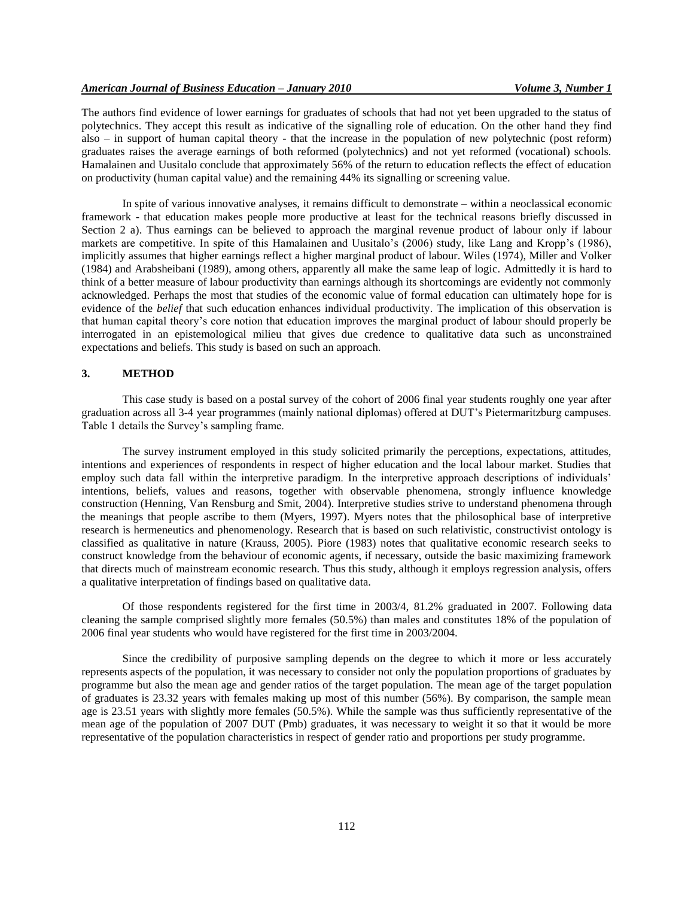The authors find evidence of lower earnings for graduates of schools that had not yet been upgraded to the status of polytechnics. They accept this result as indicative of the signalling role of education. On the other hand they find also – in support of human capital theory - that the increase in the population of new polytechnic (post reform) graduates raises the average earnings of both reformed (polytechnics) and not yet reformed (vocational) schools. Hamalainen and Uusitalo conclude that approximately 56% of the return to education reflects the effect of education on productivity (human capital value) and the remaining 44% its signalling or screening value.

In spite of various innovative analyses, it remains difficult to demonstrate – within a neoclassical economic framework - that education makes people more productive at least for the technical reasons briefly discussed in Section 2 a). Thus earnings can be believed to approach the marginal revenue product of labour only if labour markets are competitive. In spite of this Hamalainen and Uusitalo's (2006) study, like Lang and Kropp's (1986), implicitly assumes that higher earnings reflect a higher marginal product of labour. Wiles (1974), Miller and Volker (1984) and Arabsheibani (1989), among others, apparently all make the same leap of logic. Admittedly it is hard to think of a better measure of labour productivity than earnings although its shortcomings are evidently not commonly acknowledged. Perhaps the most that studies of the economic value of formal education can ultimately hope for is evidence of the *belief* that such education enhances individual productivity. The implication of this observation is that human capital theory's core notion that education improves the marginal product of labour should properly be interrogated in an epistemological milieu that gives due credence to qualitative data such as unconstrained expectations and beliefs. This study is based on such an approach.

## 3. METHOD

This case study is based on a postal survey of the cohort of 2006 final year students roughly one year after graduation across all 3-4 year programmes (mainly national diplomas) offered at DUT's Pietermaritzburg campuses. Table 1 details the Survey's sampling frame.

The survey instrument employed in this study solicited primarily the perceptions, expectations, attitudes, intentions and experiences of respondents in respect of higher education and the local labour market. Studies that employ such data fall within the interpretive paradigm. In the interpretive approach descriptions of individuals' intentions, beliefs, values and reasons, together with observable phenomena, strongly influence knowledge construction (Henning, Van Rensburg and Smit, 2004). Interpretive studies strive to understand phenomena through the meanings that people ascribe to them (Myers, 1997). Myers notes that the philosophical base of interpretive research is hermeneutics and phenomenology. Research that is based on such relativistic, constructivist ontology is classified as qualitative in nature (Krauss, 2005). Piore (1983) notes that qualitative economic research seeks to construct knowledge from the behaviour of economic agents, if necessary, outside the basic maximizing framework that directs much of mainstream economic research. Thus this study, although it employs regression analysis, offers a qualitative interpretation of findings based on qualitative data.

Of those respondents registered for the first time in 2003/4, 81.2% graduated in 2007. Following data cleaning the sample comprised slightly more females (50.5%) than males and constitutes 18% of the population of 2006 final year students who would have registered for the first time in 2003/2004.

Since the credibility of purposive sampling depends on the degree to which it more or less accurately represents aspects of the population, it was necessary to consider not only the population proportions of graduates by programme but also the mean age and gender ratios of the target population. The mean age of the target population of graduates is 23.32 years with females making up most of this number (56%). By comparison, the sample mean age is 23.51 years with slightly more females (50.5%). While the sample was thus sufficiently representative of the mean age of the population of 2007 DUT (Pmb) graduates, it was necessary to weight it so that it would be more representative of the population characteristics in respect of gender ratio and proportions per study programme.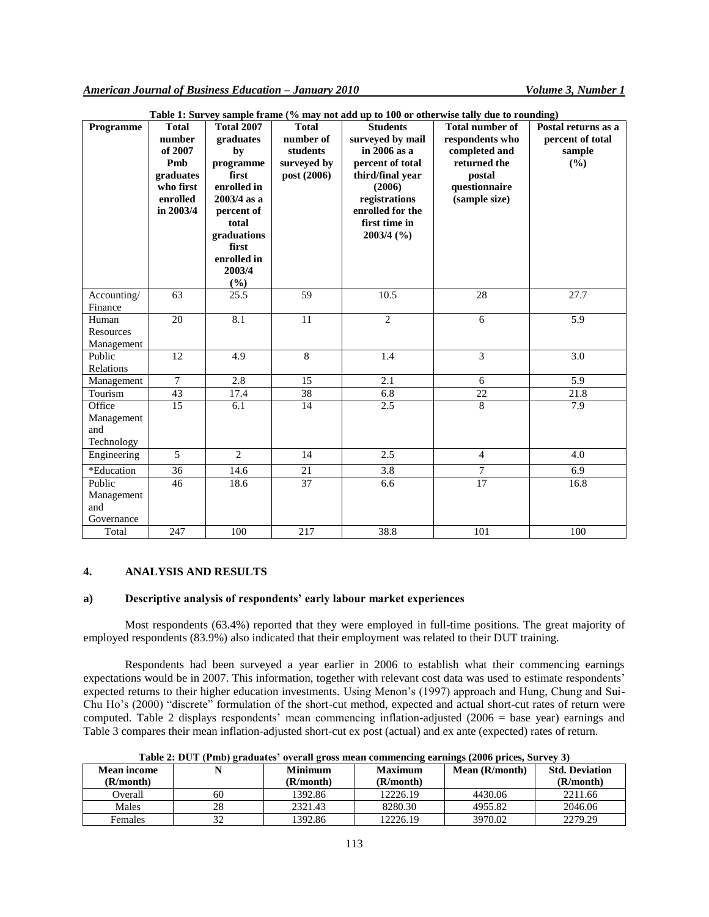**Table 1: Survey sample frame (% may not add up to 100 or otherwise tally due to rounding)**

| Programme | Total number of 2007 Pmb graduates who first enrolled in 2003/4 | Total 2007 graduates by programme first enrolled in 2003/4 as a percent of total graduations first enrolled in 2003/4 (%) | Total number of students surveyed by post (2006) | Students surveyed by mail in 2006 as a percent of total third/final year (2006) registrations enrolled for the first time in 2003/4 (%) | Total number of respondents who completed and returned the postal questionnaire (sample size) | Postal returns as a percent of total sample (%) |
|---|---|---|---|---|---|---|
| Accounting/ Finance | 63 | 25.5 | 59 | 10.5 | 28 | 27.7 |
| Human Resources Management | 20 | 8.1 | 11 | 2 | 6 | 5.9 |
| Public Relations | 12 | 4.9 | 8 | 1.4 | 3 | 3.0 |
| Management | 7 | 2.8 | 15 | 2.1 | 6 | 5.9 |
| Tourism | 43 | 17.4 | 38 | 6.8 | 22 | 21.8 |
| Office Management and Technology | 15 | 6.1 | 14 | 2.5 | 8 | 7.9 |
| Engineering | 5 | 2 | 14 | 2.5 | 4 | 4.0 |
| *Education | 36 | 14.6 | 21 | 3.8 | 7 | 6.9 |
| Public Management and Governance | 46 | 18.6 | 37 | 6.6 | 17 | 16.8 |
| Total | 247 | 100 | 217 | 38.8 | 101 | 100 |

## 4. ANALYSIS AND RESULTS

### a) Descriptive analysis of respondents' early labour market experiences

Most respondents (63.4%) reported that they were employed in full-time positions. The great majority of employed respondents (83.9%) also indicated that their employment was related to their DUT training.

Respondents had been surveyed a year earlier in 2006 to establish what their commencing earnings expectations would be in 2007. This information, together with relevant cost data was used to estimate respondents' expected returns to their higher education investments. Using Menon's (1997) approach and Hung, Chung and Sui-Chu Ho's (2000) "discrete" formulation of the short-cut method, expected and actual short-cut rates of return were computed. Table 2 displays respondents' mean commencing inflation-adjusted (2006 = base year) earnings and Table 3 compares their mean inflation-adjusted short-cut ex post (actual) and ex ante (expected) rates of return.

**Table 2: DUT (Pmb) graduates' overall gross mean commencing earnings (2006 prices, Survey 3)**

| Mean income (R/month) | N | Minimum (R/month) | Maximum (R/month) | Mean (R/month) | Std. Deviation (R/month) |
|---|---|---|---|---|---|
| Overall | 60 | 1392.86 | 12226.19 | 4430.06 | 2211.66 |
| Males | 28 | 2321.43 | 8280.30 | 4955.82 | 2046.06 |
| Females | 32 | 1392.86 | 12226.19 | 3970.02 | 2279.29 |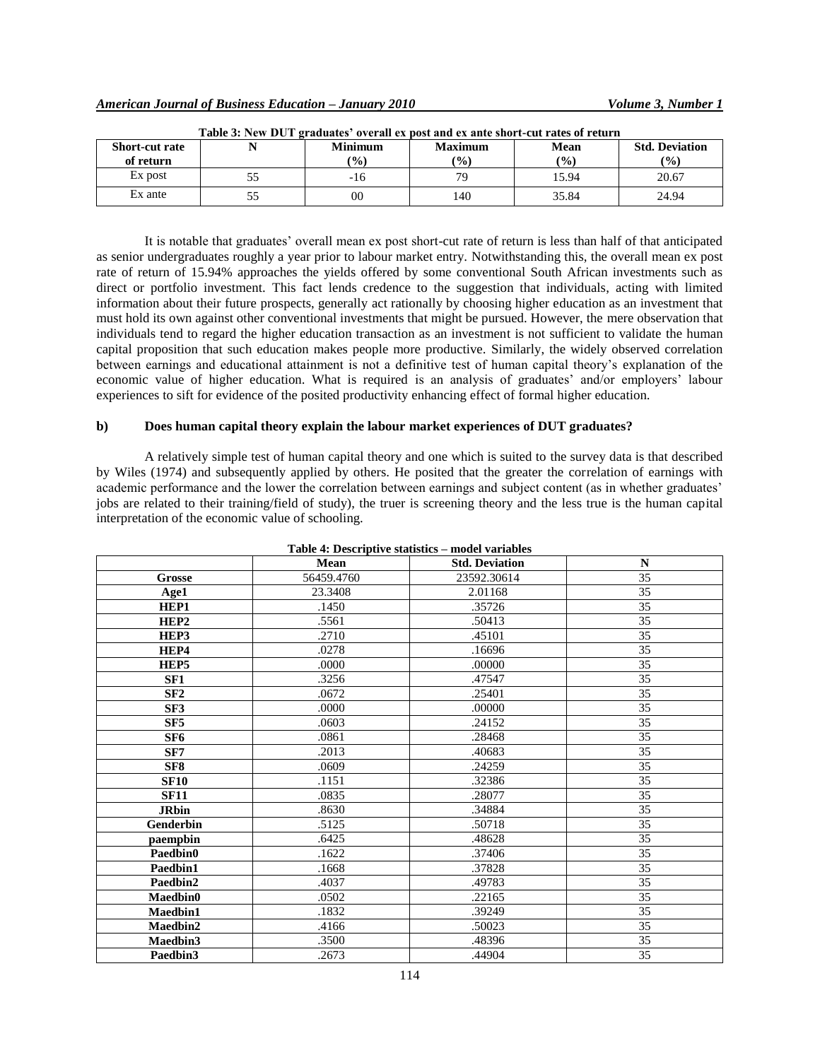**Table 3: New DUT graduates' overall ex post and ex ante short-cut rates of return**

| Short-cut rate of return | N | Minimum (%) | Maximum (%) | Mean (%) | Std. Deviation (%) |
|---|---|---|---|---|---|
| Ex post | 55 | -16 | 79 | 15.94 | 20.67 |
| Ex ante | 55 | 00 | 140 | 35.84 | 24.94 |

It is notable that graduates' overall mean ex post short-cut rate of return is less than half of that anticipated as senior undergraduates roughly a year prior to labour market entry. Notwithstanding this, the overall mean ex post rate of return of 15.94% approaches the yields offered by some conventional South African investments such as direct or portfolio investment. This fact lends credence to the suggestion that individuals, acting with limited information about their future prospects, generally act rationally by choosing higher education as an investment that must hold its own against other conventional investments that might be pursued. However, the mere observation that individuals tend to regard the higher education transaction as an investment is not sufficient to validate the human capital proposition that such education makes people more productive. Similarly, the widely observed correlation between earnings and educational attainment is not a definitive test of human capital theory's explanation of the economic value of higher education. What is required is an analysis of graduates' and/or employers' labour experiences to sift for evidence of the posited productivity enhancing effect of formal higher education.

### b) Does human capital theory explain the labour market experiences of DUT graduates?

A relatively simple test of human capital theory and one which is suited to the survey data is that described by Wiles (1974) and subsequently applied by others. He posited that the greater the correlation of earnings with academic performance and the lower the correlation between earnings and subject content (as in whether graduates' jobs are related to their training/field of study), the truer is screening theory and the less true is the human capital interpretation of the economic value of schooling.

**Table 4: Descriptive statistics – model variables**

| | Mean | Std. Deviation | N |
|---|---|---|---|
| **Grosse** | 56459.4760 | 23592.30614 | 35 |
| **Age1** | 23.3408 | 2.01168 | 35 |
| **HEP1** | .1450 | .35726 | 35 |
| **HEP2** | .5561 | .50413 | 35 |
| **HEP3** | .2710 | .45101 | 35 |
| **HEP4** | .0278 | .16696 | 35 |
| **HEP5** | .0000 | .00000 | 35 |
| **SF1** | .3256 | .47547 | 35 |
| **SF2** | .0672 | .25401 | 35 |
| **SF3** | .0000 | .00000 | 35 |
| **SF5** | .0603 | .24152 | 35 |
| **SF6** | .0861 | .28468 | 35 |
| **SF7** | .2013 | .40683 | 35 |
| **SF8** | .0609 | .24259 | 35 |
| **SF10** | .1151 | .32386 | 35 |
| **SF11** | .0835 | .28077 | 35 |
| **JRbin** | .8630 | .34884 | 35 |
| **Genderbin** | .5125 | .50718 | 35 |
| **paempbin** | .6425 | .48628 | 35 |
| **Paedbin0** | .1622 | .37406 | 35 |
| **Paedbin1** | .1668 | .37828 | 35 |
| **Paedbin2** | .4037 | .49783 | 35 |
| **Maedbin0** | .0502 | .22165 | 35 |
| **Maedbin1** | .1832 | .39249 | 35 |
| **Maedbin2** | .4166 | .50023 | 35 |
| **Maedbin3** | .3500 | .48396 | 35 |
| **Paedbin3** | .2673 | .44904 | 35 |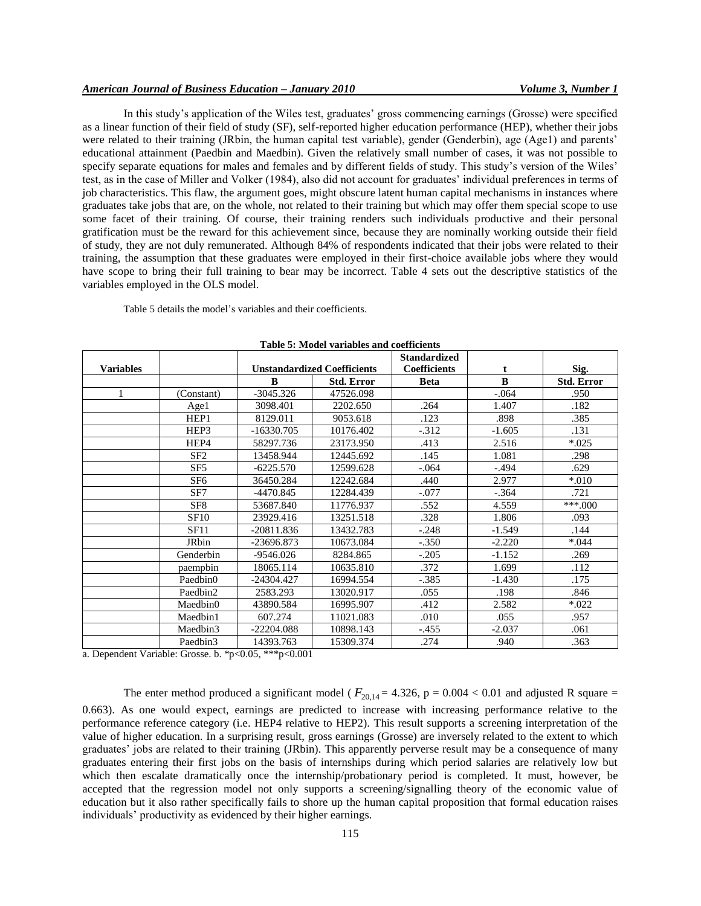In this study's application of the Wiles test, graduates' gross commencing earnings (Grosse) were specified as a linear function of their field of study (SF), self-reported higher education performance (HEP), whether their jobs were related to their training (JRbin, the human capital test variable), gender (Genderbin), age (Age1) and parents' educational attainment (Paedbin and Maedbin). Given the relatively small number of cases, it was not possible to specify separate equations for males and females and by different fields of study. This study's version of the Wiles' test, as in the case of Miller and Volker (1984), also did not account for graduates' individual preferences in terms of job characteristics. This flaw, the argument goes, might obscure latent human capital mechanisms in instances where graduates take jobs that are, on the whole, not related to their training but which may offer them special scope to use some facet of their training. Of course, their training renders such individuals productive and their personal gratification must be the reward for this achievement since, because they are nominally working outside their field of study, they are not duly remunerated. Although 84% of respondents indicated that their jobs were related to their training, the assumption that these graduates were employed in their first-choice available jobs where they would have scope to bring their full training to bear may be incorrect. Table 4 sets out the descriptive statistics of the variables employed in the OLS model.

Table 5 details the model's variables and their coefficients.

**Table 5: Model variables and coefficients**

| Variables | | Unstandardized Coefficients | | Standardized Coefficients | t | Sig. |
|---|---|---|---|---|---|---|
| | | B | Std. Error | Beta | B | Std. Error |
| 1 | (Constant) | -3045.326 | 47526.098 | | -.064 | .950 |
| | Age1 | 3098.401 | 2202.650 | .264 | 1.407 | .182 |
| | HEP1 | 8129.011 | 9053.618 | .123 | .898 | .385 |
| | HEP3 | -16330.705 | 10176.402 | -.312 | -1.605 | .131 |
| | HEP4 | 58297.736 | 23173.950 | .413 | 2.516 | *.025 |
| | SF2 | 13458.944 | 12445.692 | .145 | 1.081 | .298 |
| | SF5 | -6225.570 | 12599.628 | -.064 | -.494 | .629 |
| | SF6 | 36450.284 | 12242.684 | .440 | 2.977 | *.010 |
| | SF7 | -4470.845 | 12284.439 | -.077 | -.364 | .721 |
| | SF8 | 53687.840 | 11776.937 | .552 | 4.559 | ***.000 |
| | SF10 | 23929.416 | 13251.518 | .328 | 1.806 | .093 |
| | SF11 | -20811.836 | 13432.783 | -.248 | -1.549 | .144 |
| | JRbin | -23696.873 | 10673.084 | -.350 | -2.220 | *.044 |
| | Genderbin | -9546.026 | 8284.865 | -.205 | -1.152 | .269 |
| | paempbin | 18065.114 | 10635.810 | .372 | 1.699 | .112 |
| | Paedbin0 | -24304.427 | 16994.554 | -.385 | -1.430 | .175 |
| | Paedbin2 | 2583.293 | 13020.917 | .055 | .198 | .846 |
| | Maedbin0 | 43890.584 | 16995.907 | .412 | 2.582 | *.022 |
| | Maedbin1 | 607.274 | 11021.083 | .010 | .055 | .957 |
| | Maedbin3 | -22204.088 | 10898.143 | -.455 | -2.037 | .061 |
| | Paedbin3 | 14393.763 | 15309.374 | .274 | .940 | .363 |

a. Dependent Variable: Grosse. b. *p<0.05, ***p<0.001

The enter method produced a significant model ( $F_{20,14} = 4.326$, p = 0.004 < 0.01 and adjusted R square = 0.663). As one would expect, earnings are predicted to increase with increasing performance relative to the performance reference category (i.e. HEP4 relative to HEP2). This result supports a screening interpretation of the value of higher education. In a surprising result, gross earnings (Grosse) are inversely related to the extent to which graduates' jobs are related to their training (JRbin). This apparently perverse result may be a consequence of many graduates entering their first jobs on the basis of internships during which period salaries are relatively low but which then escalate dramatically once the internship/probationary period is completed. It must, however, be accepted that the regression model not only supports a screening/signalling theory of the economic value of education but it also rather specifically fails to shore up the human capital proposition that formal education raises individuals' productivity as evidenced by their higher earnings.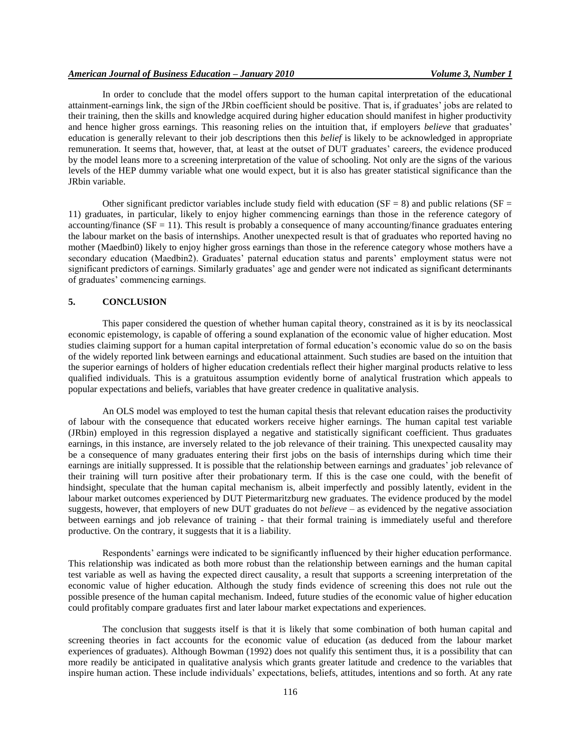In order to conclude that the model offers support to the human capital interpretation of the educational attainment-earnings link, the sign of the JRbin coefficient should be positive. That is, if graduates' jobs are related to their training, then the skills and knowledge acquired during higher education should manifest in higher productivity and hence higher gross earnings. This reasoning relies on the intuition that, if employers *believe* that graduates' education is generally relevant to their job descriptions then this *belief* is likely to be acknowledged in appropriate remuneration. It seems that, however, that, at least at the outset of DUT graduates' careers, the evidence produced by the model leans more to a screening interpretation of the value of schooling. Not only are the signs of the various levels of the HEP dummy variable what one would expect, but it is also has greater statistical significance than the JRbin variable.

Other significant predictor variables include study field with education (SF = 8) and public relations (SF = 11) graduates, in particular, likely to enjoy higher commencing earnings than those in the reference category of accounting/finance (SF = 11). This result is probably a consequence of many accounting/finance graduates entering the labour market on the basis of internships. Another unexpected result is that of graduates who reported having no mother (Maedbin0) likely to enjoy higher gross earnings than those in the reference category whose mothers have a secondary education (Maedbin2). Graduates' paternal education status and parents' employment status were not significant predictors of earnings. Similarly graduates' age and gender were not indicated as significant determinants of graduates' commencing earnings.

## 5. CONCLUSION

This paper considered the question of whether human capital theory, constrained as it is by its neoclassical economic epistemology, is capable of offering a sound explanation of the economic value of higher education. Most studies claiming support for a human capital interpretation of formal education's economic value do so on the basis of the widely reported link between earnings and educational attainment. Such studies are based on the intuition that the superior earnings of holders of higher education credentials reflect their higher marginal products relative to less qualified individuals. This is a gratuitous assumption evidently borne of analytical frustration which appeals to popular expectations and beliefs, variables that have greater credence in qualitative analysis.

An OLS model was employed to test the human capital thesis that relevant education raises the productivity of labour with the consequence that educated workers receive higher earnings. The human capital test variable (JRbin) employed in this regression displayed a negative and statistically significant coefficient. Thus graduates earnings, in this instance, are inversely related to the job relevance of their training. This unexpected causality may be a consequence of many graduates entering their first jobs on the basis of internships during which time their earnings are initially suppressed. It is possible that the relationship between earnings and graduates' job relevance of their training will turn positive after their probationary term. If this is the case one could, with the benefit of hindsight, speculate that the human capital mechanism is, albeit imperfectly and possibly latently, evident in the labour market outcomes experienced by DUT Pietermaritzburg new graduates. The evidence produced by the model suggests, however, that employers of new DUT graduates do not *believe* – as evidenced by the negative association between earnings and job relevance of training - that their formal training is immediately useful and therefore productive. On the contrary, it suggests that it is a liability.

Respondents' earnings were indicated to be significantly influenced by their higher education performance. This relationship was indicated as both more robust than the relationship between earnings and the human capital test variable as well as having the expected direct causality, a result that supports a screening interpretation of the economic value of higher education. Although the study finds evidence of screening this does not rule out the possible presence of the human capital mechanism. Indeed, future studies of the economic value of higher education could profitably compare graduates first and later labour market expectations and experiences.

The conclusion that suggests itself is that it is likely that some combination of both human capital and screening theories in fact accounts for the economic value of education (as deduced from the labour market experiences of graduates). Although Bowman (1992) does not qualify this sentiment thus, it is a possibility that can more readily be anticipated in qualitative analysis which grants greater latitude and credence to the variables that inspire human action. These include individuals' expectations, beliefs, attitudes, intentions and so forth. At any rate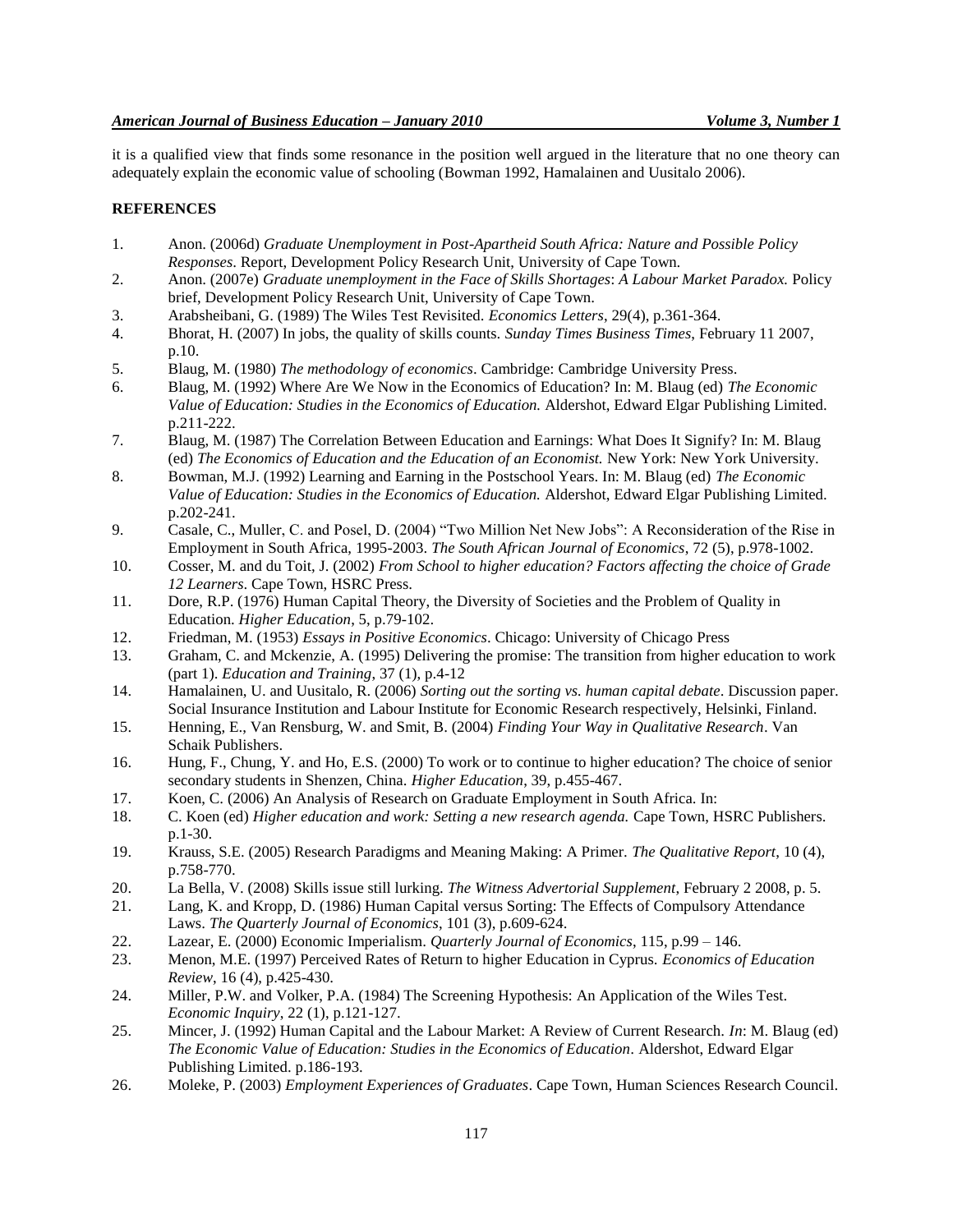it is a qualified view that finds some resonance in the position well argued in the literature that no one theory can adequately explain the economic value of schooling (Bowman 1992, Hamalainen and Uusitalo 2006).

## REFERENCES

1. Anon. (2006d) *Graduate Unemployment in Post-Apartheid South Africa: Nature and Possible Policy Responses*. Report, Development Policy Research Unit, University of Cape Town.
2. Anon. (2007e) *Graduate unemployment in the Face of Skills Shortages*: *A Labour Market Paradox.* Policy brief, Development Policy Research Unit, University of Cape Town.
3. Arabsheibani, G. (1989) The Wiles Test Revisited. *Economics Letters*, 29(4), p.361-364.
4. Bhorat, H. (2007) In jobs, the quality of skills counts. *Sunday Times Business Times*, February 11 2007, p.10.
5. Blaug, M. (1980) *The methodology of economics*. Cambridge: Cambridge University Press.
6. Blaug, M. (1992) Where Are We Now in the Economics of Education? In: M. Blaug (ed) *The Economic Value of Education: Studies in the Economics of Education.* Aldershot, Edward Elgar Publishing Limited. p.211-222.
7. Blaug, M. (1987) The Correlation Between Education and Earnings: What Does It Signify? In: M. Blaug (ed) *The Economics of Education and the Education of an Economist.* New York: New York University.
8. Bowman, M.J. (1992) Learning and Earning in the Postschool Years. In: M. Blaug (ed) *The Economic Value of Education: Studies in the Economics of Education.* Aldershot, Edward Elgar Publishing Limited. p.202-241.
9. Casale, C., Muller, C. and Posel, D. (2004) "Two Million Net New Jobs": A Reconsideration of the Rise in Employment in South Africa, 1995-2003. *The South African Journal of Economics*, 72 (5), p.978-1002.
10. Cosser, M. and du Toit, J. (2002) *From School to higher education? Factors affecting the choice of Grade 12 Learners*. Cape Town, HSRC Press.
11. Dore, R.P. (1976) Human Capital Theory, the Diversity of Societies and the Problem of Quality in Education. *Higher Education*, 5, p.79-102.
12. Friedman, M. (1953) *Essays in Positive Economics*. Chicago: University of Chicago Press
13. Graham, C. and Mckenzie, A. (1995) Delivering the promise: The transition from higher education to work (part 1). *Education and Training*, 37 (1), p.4-12
14. Hamalainen, U. and Uusitalo, R. (2006) *Sorting out the sorting vs. human capital debate*. Discussion paper. Social Insurance Institution and Labour Institute for Economic Research respectively, Helsinki, Finland.
15. Henning, E., Van Rensburg, W. and Smit, B. (2004) *Finding Your Way in Qualitative Research*. Van Schaik Publishers.
16. Hung, F., Chung, Y. and Ho, E.S. (2000) To work or to continue to higher education? The choice of senior secondary students in Shenzen, China. *Higher Education*, 39, p.455-467.
17. Koen, C. (2006) An Analysis of Research on Graduate Employment in South Africa. In:
18. C. Koen (ed) *Higher education and work: Setting a new research agenda.* Cape Town, HSRC Publishers. p.1-30.
19. Krauss, S.E. (2005) Research Paradigms and Meaning Making: A Primer. *The Qualitative Report*, 10 (4), p.758-770.
20. La Bella, V. (2008) Skills issue still lurking. *The Witness Advertorial Supplement*, February 2 2008, p. 5.
21. Lang, K. and Kropp, D. (1986) Human Capital versus Sorting: The Effects of Compulsory Attendance Laws. *The Quarterly Journal of Economics*, 101 (3), p.609-624.
22. Lazear, E. (2000) Economic Imperialism. *Quarterly Journal of Economics*, 115, p.99 – 146.
23. Menon, M.E. (1997) Perceived Rates of Return to higher Education in Cyprus. *Economics of Education Review*, 16 (4), p.425-430.
24. Miller, P.W. and Volker, P.A. (1984) The Screening Hypothesis: An Application of the Wiles Test. *Economic Inquiry*, 22 (1), p.121-127.
25. Mincer, J. (1992) Human Capital and the Labour Market: A Review of Current Research. *In*: M. Blaug (ed) *The Economic Value of Education: Studies in the Economics of Education*. Aldershot, Edward Elgar Publishing Limited. p.186-193.
26. Moleke, P. (2003) *Employment Experiences of Graduates*. Cape Town, Human Sciences Research Council.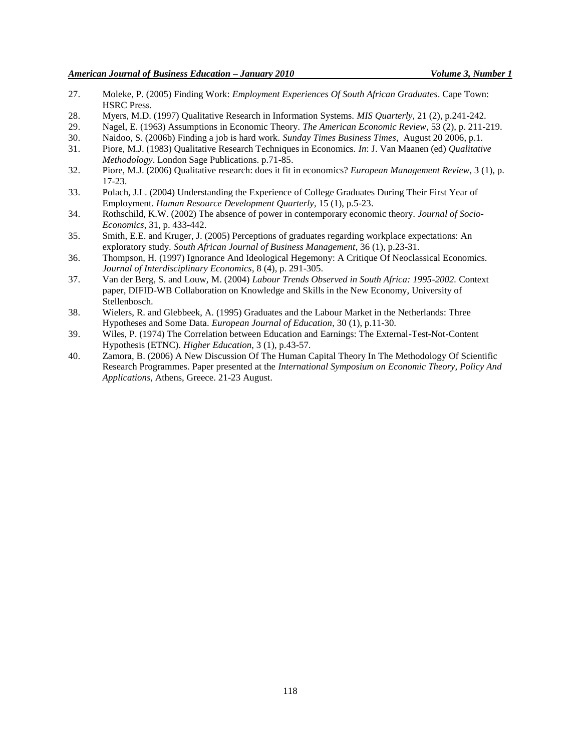27. Moleke, P. (2005) Finding Work: *Employment Experiences Of South African Graduates*. Cape Town: HSRC Press.
28. Myers, M.D. (1997) Qualitative Research in Information Systems. *MIS Quarterly*, 21 (2), p.241-242.
29. Nagel, E. (1963) Assumptions in Economic Theory. *The American Economic Review*, 53 (2), p. 211-219.
30. Naidoo, S. (2006b) Finding a job is hard work. *Sunday Times Business Times*, August 20 2006, p.1.
31. Piore, M.J. (1983) Qualitative Research Techniques in Economics. *In*: J. Van Maanen (ed) *Qualitative Methodology*. London Sage Publications. p.71-85.
32. Piore, M.J. (2006) Qualitative research: does it fit in economics? *European Management Review*, 3 (1), p. 17-23.
33. Polach, J.L. (2004) Understanding the Experience of College Graduates During Their First Year of Employment. *Human Resource Development Quarterly*, 15 (1), p.5-23.
34. Rothschild, K.W. (2002) The absence of power in contemporary economic theory. *Journal of Socio-Economics*, 31, p. 433-442.
35. Smith, E.E. and Kruger, J. (2005) Perceptions of graduates regarding workplace expectations: An exploratory study. *South African Journal of Business Management*, 36 (1), p.23-31.
36. Thompson, H. (1997) Ignorance And Ideological Hegemony: A Critique Of Neoclassical Economics. *Journal of Interdisciplinary Economics*, 8 (4), p. 291-305.
37. Van der Berg, S. and Louw, M. (2004) *Labour Trends Observed in South Africa: 1995-2002.* Context paper, DIFID-WB Collaboration on Knowledge and Skills in the New Economy, University of Stellenbosch.
38. Wielers, R. and Glebbeek, A. (1995) Graduates and the Labour Market in the Netherlands: Three Hypotheses and Some Data. *European Journal of Education*, 30 (1), p.11-30.
39. Wiles, P. (1974) The Correlation between Education and Earnings: The External-Test-Not-Content Hypothesis (ETNC). *Higher Education*, 3 (1), p.43-57.
40. Zamora, B. (2006) A New Discussion Of The Human Capital Theory In The Methodology Of Scientific Research Programmes. Paper presented at the *International Symposium on Economic Theory, Policy And Applications*, Athens, Greece. 21-23 August.